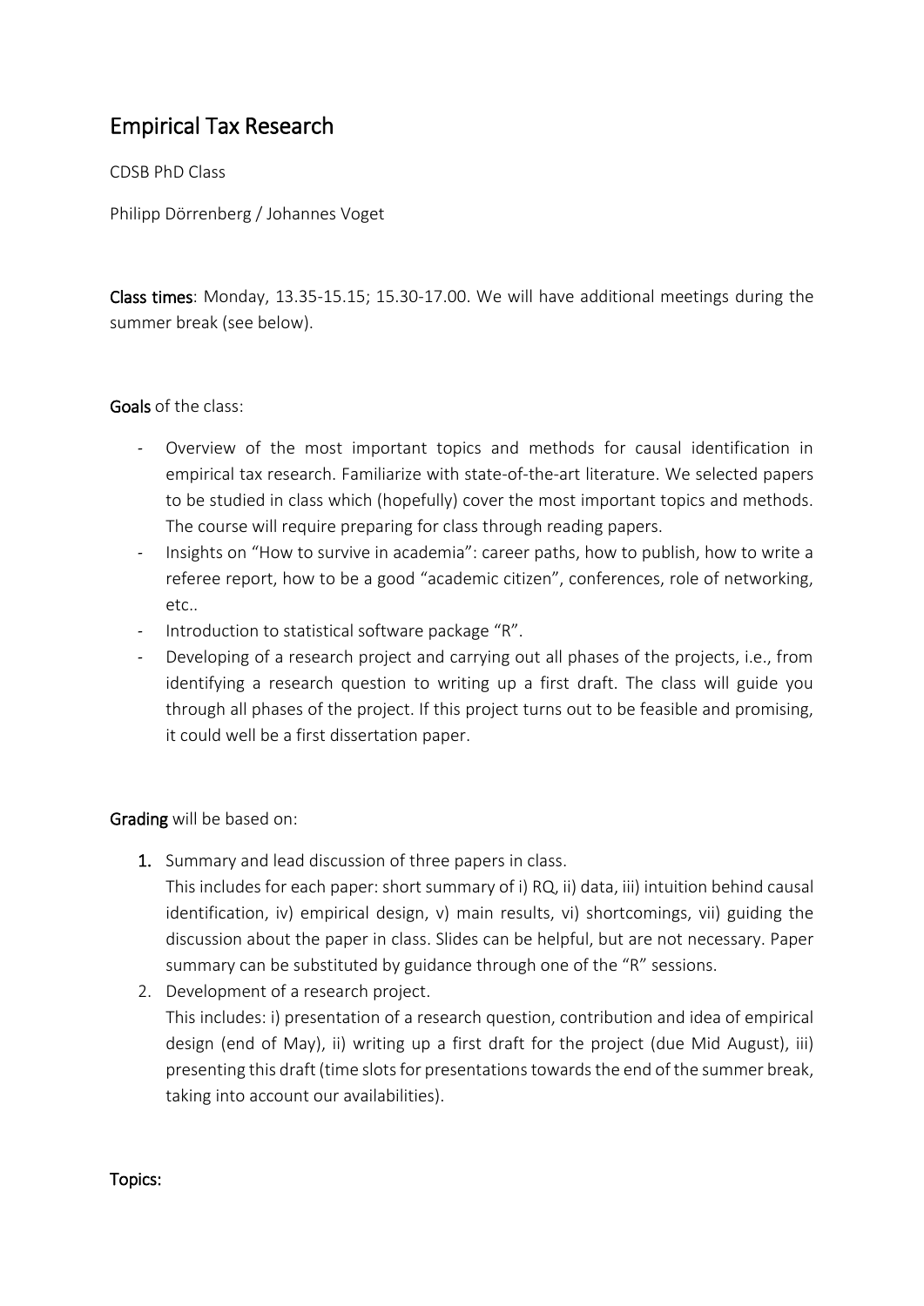# Empirical Tax Research

CDSB PhD Class

Philipp Dörrenberg / Johannes Voget

**Class times**: Monday, 13.35-15.15; 15.30-17.00. We will have additional meetings during the summer break (see below).

**Goals** of the class:

- Overview of the most important topics and methods for causal identification in empirical tax research. Familiarize with state-of-the-art literature. We selected papers to be studied in class which (hopefully) cover the most important topics and methods. The course will require preparing for class through reading papers.
- Insights on "How to survive in academia": career paths, how to publish, how to write a referee report, how to be a good "academic citizen", conferences, role of networking, etc..
- Introduction to statistical software package "R".
- Developing of a research project and carrying out all phases of the projects, i.e., from identifying a research question to writing up a first draft. The class will guide you through all phases of the project. If this project turns out to be feasible and promising, it could well be a first dissertation paper.

**Grading** will be based on:

1. Summary and lead discussion of three papers in class.
   This includes for each paper: short summary of i) RQ, ii) data, iii) intuition behind causal identification, iv) empirical design, v) main results, vi) shortcomings, vii) guiding the discussion about the paper in class. Slides can be helpful, but are not necessary. Paper summary can be substituted by guidance through one of the "R" sessions.
2. Development of a research project.
   This includes: i) presentation of a research question, contribution and idea of empirical design (end of May), ii) writing up a first draft for the project (due Mid August), iii) presenting this draft (time slots for presentations towards the end of the summer break, taking into account our availabilities).

**Topics:**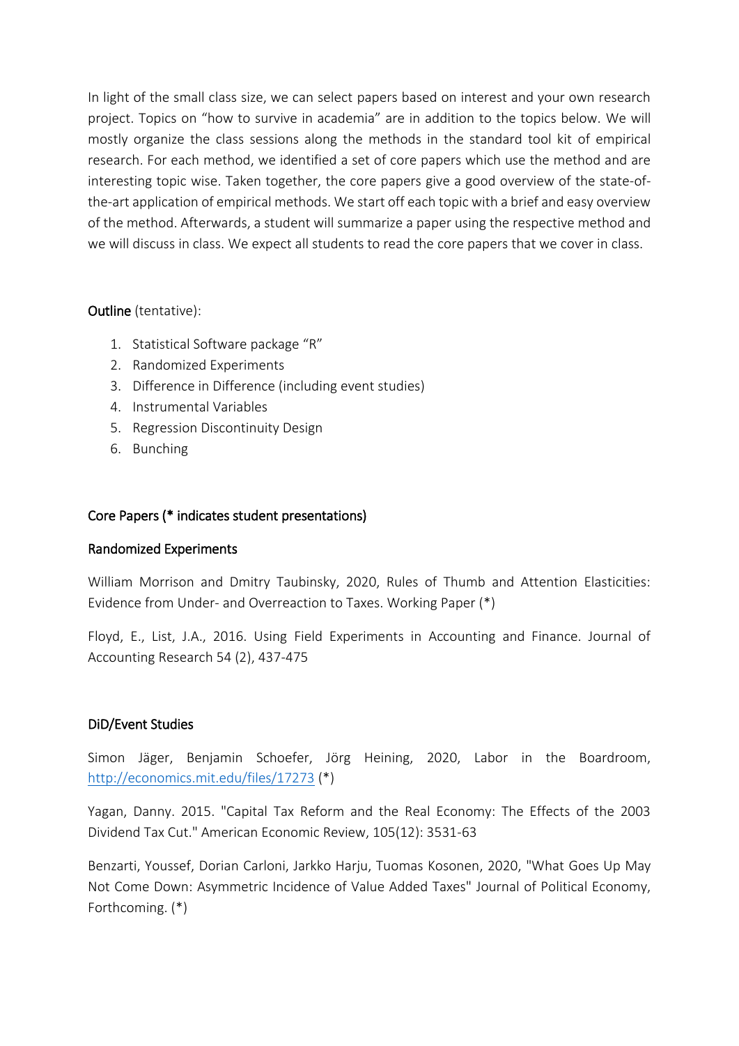In light of the small class size, we can select papers based on interest and your own research project. Topics on "how to survive in academia" are in addition to the topics below. We will mostly organize the class sessions along the methods in the standard tool kit of empirical research. For each method, we identified a set of core papers which use the method and are interesting topic wise. Taken together, the core papers give a good overview of the state-of-the-art application of empirical methods. We start off each topic with a brief and easy overview of the method. Afterwards, a student will summarize a paper using the respective method and we will discuss in class. We expect all students to read the core papers that we cover in class.

**Outline** (tentative):

1. Statistical Software package "R"
2. Randomized Experiments
3. Difference in Difference (including event studies)
4. Instrumental Variables
5. Regression Discontinuity Design
6. Bunching

## Core Papers (* indicates student presentations)

### Randomized Experiments

William Morrison and Dmitry Taubinsky, 2020, Rules of Thumb and Attention Elasticities: Evidence from Under- and Overreaction to Taxes. Working Paper (*)

Floyd, E., List, J.A., 2016. Using Field Experiments in Accounting and Finance. Journal of Accounting Research 54 (2), 437-475

### DiD/Event Studies

Simon Jäger, Benjamin Schoefer, Jörg Heining, 2020, Labor in the Boardroom, [http://economics.mit.edu/files/17273](http://economics.mit.edu/files/17273) (*)

Yagan, Danny. 2015. "Capital Tax Reform and the Real Economy: The Effects of the 2003 Dividend Tax Cut." American Economic Review, 105(12): 3531-63

Benzarti, Youssef, Dorian Carloni, Jarkko Harju, Tuomas Kosonen, 2020, "What Goes Up May Not Come Down: Asymmetric Incidence of Value Added Taxes" Journal of Political Economy, Forthcoming. (*)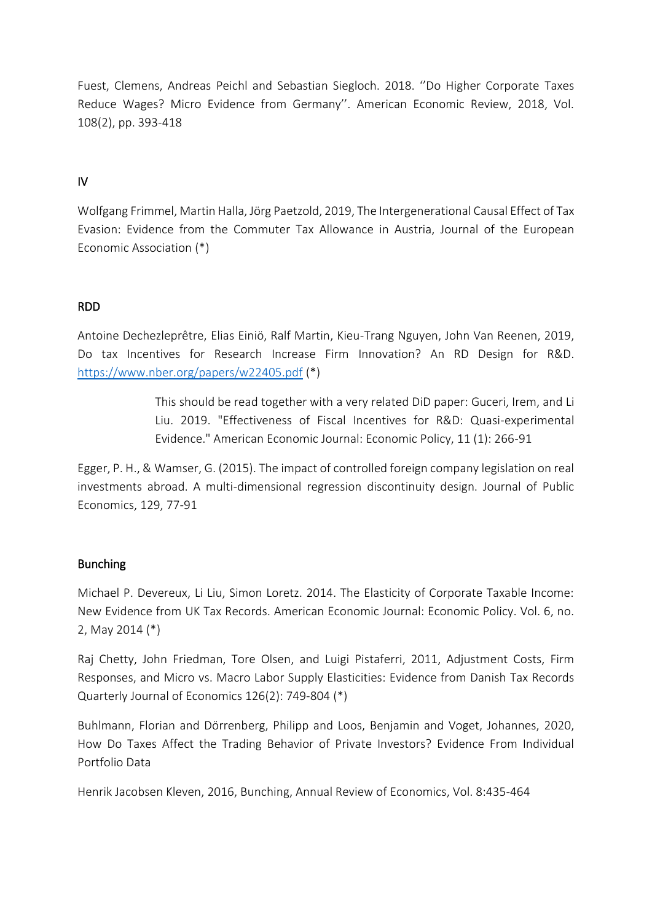Fuest, Clemens, Andreas Peichl and Sebastian Siegloch. 2018. ''Do Higher Corporate Taxes Reduce Wages? Micro Evidence from Germany''. American Economic Review, 2018, Vol. 108(2), pp. 393-418

## IV

Wolfgang Frimmel, Martin Halla, Jörg Paetzold, 2019, The Intergenerational Causal Effect of Tax Evasion: Evidence from the Commuter Tax Allowance in Austria, Journal of the European Economic Association (*)

## RDD

Antoine Dechezleprêtre, Elias Einiö, Ralf Martin, Kieu-Trang Nguyen, John Van Reenen, 2019, Do tax Incentives for Research Increase Firm Innovation? An RD Design for R&D. [https://www.nber.org/papers/w22405.pdf](https://www.nber.org/papers/w22405.pdf) (*)

> This should be read together with a very related DiD paper: Guceri, Irem, and Li Liu. 2019. "Effectiveness of Fiscal Incentives for R&D: Quasi-experimental Evidence." American Economic Journal: Economic Policy, 11 (1): 266-91

Egger, P. H., & Wamser, G. (2015). The impact of controlled foreign company legislation on real investments abroad. A multi-dimensional regression discontinuity design. Journal of Public Economics, 129, 77-91

## Bunching

Michael P. Devereux, Li Liu, Simon Loretz. 2014. The Elasticity of Corporate Taxable Income: New Evidence from UK Tax Records. American Economic Journal: Economic Policy. Vol. 6, no. 2, May 2014 (*)

Raj Chetty, John Friedman, Tore Olsen, and Luigi Pistaferri, 2011, Adjustment Costs, Firm Responses, and Micro vs. Macro Labor Supply Elasticities: Evidence from Danish Tax Records Quarterly Journal of Economics 126(2): 749-804 (*)

Buhlmann, Florian and Dörrenberg, Philipp and Loos, Benjamin and Voget, Johannes, 2020, How Do Taxes Affect the Trading Behavior of Private Investors? Evidence From Individual Portfolio Data

Henrik Jacobsen Kleven, 2016, Bunching, Annual Review of Economics, Vol. 8:435-464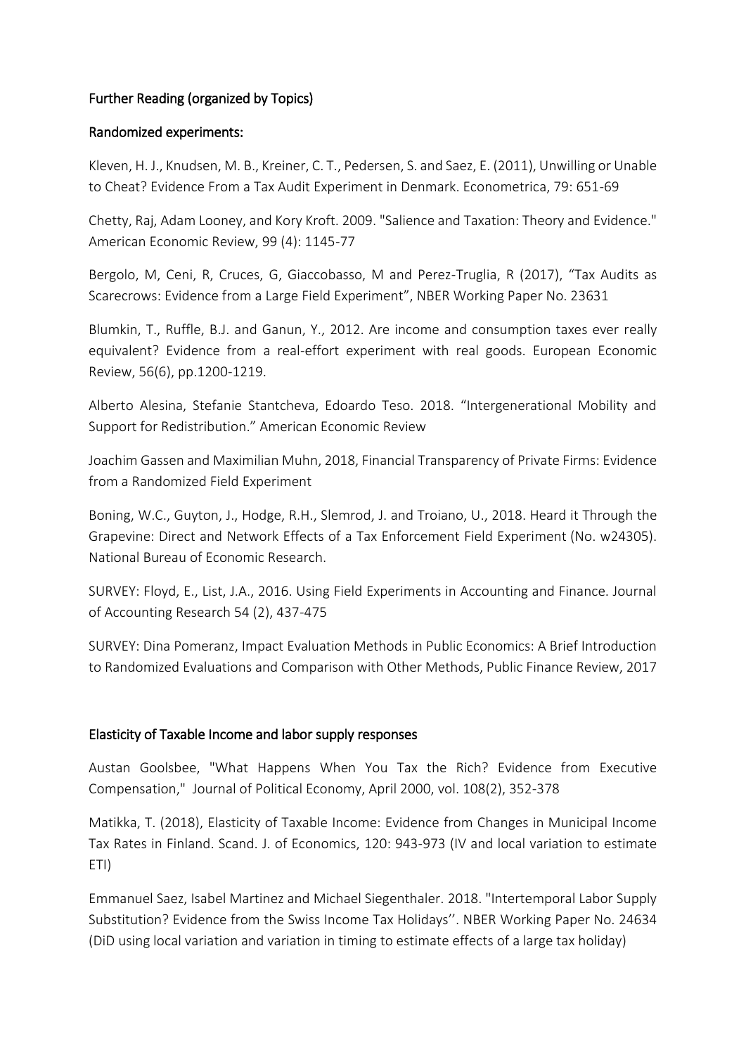## Further Reading (organized by Topics)

### Randomized experiments:

Kleven, H. J., Knudsen, M. B., Kreiner, C. T., Pedersen, S. and Saez, E. (2011), Unwilling or Unable to Cheat? Evidence From a Tax Audit Experiment in Denmark. Econometrica, 79: 651-69

Chetty, Raj, Adam Looney, and Kory Kroft. 2009. "Salience and Taxation: Theory and Evidence." American Economic Review, 99 (4): 1145-77

Bergolo, M, Ceni, R, Cruces, G, Giaccobasso, M and Perez-Truglia, R (2017), "Tax Audits as Scarecrows: Evidence from a Large Field Experiment", NBER Working Paper No. 23631

Blumkin, T., Ruffle, B.J. and Ganun, Y., 2012. Are income and consumption taxes ever really equivalent? Evidence from a real-effort experiment with real goods. European Economic Review, 56(6), pp.1200-1219.

Alberto Alesina, Stefanie Stantcheva, Edoardo Teso. 2018. "Intergenerational Mobility and Support for Redistribution." American Economic Review

Joachim Gassen and Maximilian Muhn, 2018, Financial Transparency of Private Firms: Evidence from a Randomized Field Experiment

Boning, W.C., Guyton, J., Hodge, R.H., Slemrod, J. and Troiano, U., 2018. Heard it Through the Grapevine: Direct and Network Effects of a Tax Enforcement Field Experiment (No. w24305). National Bureau of Economic Research.

SURVEY: Floyd, E., List, J.A., 2016. Using Field Experiments in Accounting and Finance. Journal of Accounting Research 54 (2), 437-475

SURVEY: Dina Pomeranz, Impact Evaluation Methods in Public Economics: A Brief Introduction to Randomized Evaluations and Comparison with Other Methods, Public Finance Review, 2017

### Elasticity of Taxable Income and labor supply responses

Austan Goolsbee, "What Happens When You Tax the Rich? Evidence from Executive Compensation," Journal of Political Economy, April 2000, vol. 108(2), 352-378

Matikka, T. (2018), Elasticity of Taxable Income: Evidence from Changes in Municipal Income Tax Rates in Finland. Scand. J. of Economics, 120: 943-973 (IV and local variation to estimate ETI)

Emmanuel Saez, Isabel Martinez and Michael Siegenthaler. 2018. "Intertemporal Labor Supply Substitution? Evidence from the Swiss Income Tax Holidays''. NBER Working Paper No. 24634 (DiD using local variation and variation in timing to estimate effects of a large tax holiday)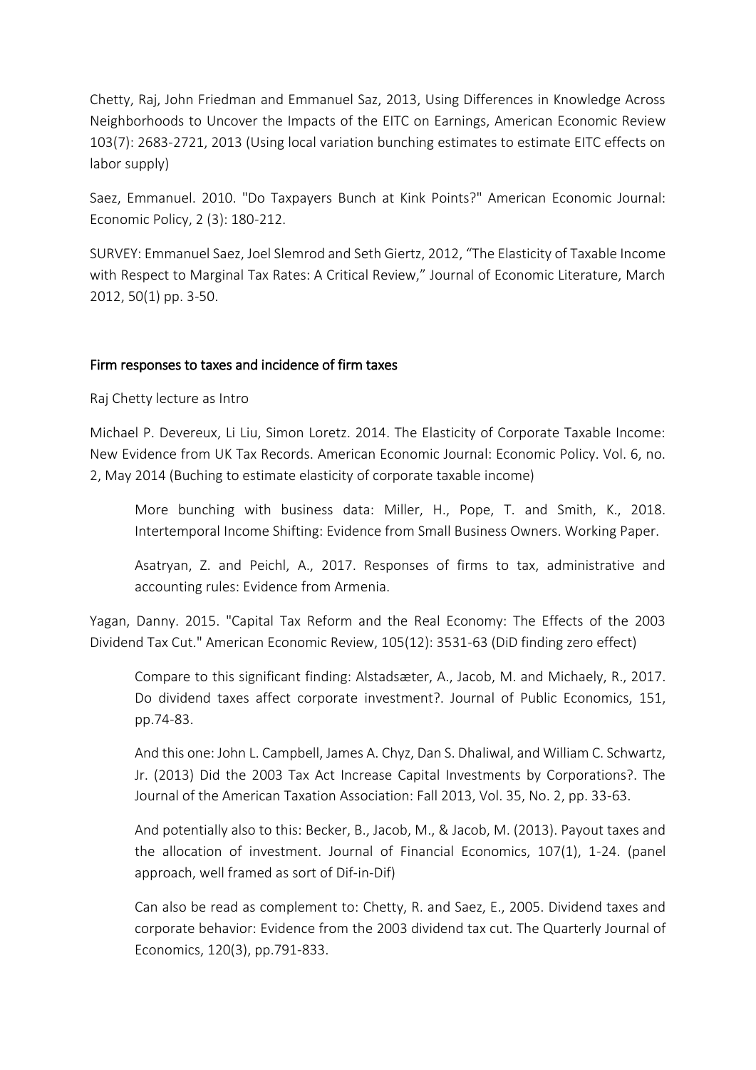Chetty, Raj, John Friedman and Emmanuel Saz, 2013, Using Differences in Knowledge Across Neighborhoods to Uncover the Impacts of the EITC on Earnings, American Economic Review 103(7): 2683-2721, 2013 (Using local variation bunching estimates to estimate EITC effects on labor supply)

Saez, Emmanuel. 2010. "Do Taxpayers Bunch at Kink Points?" American Economic Journal: Economic Policy, 2 (3): 180-212.

SURVEY: Emmanuel Saez, Joel Slemrod and Seth Giertz, 2012, "The Elasticity of Taxable Income with Respect to Marginal Tax Rates: A Critical Review," Journal of Economic Literature, March 2012, 50(1) pp. 3-50.

## Firm responses to taxes and incidence of firm taxes

Raj Chetty lecture as Intro

Michael P. Devereux, Li Liu, Simon Loretz. 2014. The Elasticity of Corporate Taxable Income: New Evidence from UK Tax Records. American Economic Journal: Economic Policy. Vol. 6, no. 2, May 2014 (Buching to estimate elasticity of corporate taxable income)

> More bunching with business data: Miller, H., Pope, T. and Smith, K., 2018. Intertemporal Income Shifting: Evidence from Small Business Owners. Working Paper.
>
> Asatryan, Z. and Peichl, A., 2017. Responses of firms to tax, administrative and accounting rules: Evidence from Armenia.

Yagan, Danny. 2015. "Capital Tax Reform and the Real Economy: The Effects of the 2003 Dividend Tax Cut." American Economic Review, 105(12): 3531-63 (DiD finding zero effect)

> Compare to this significant finding: Alstadsæter, A., Jacob, M. and Michaely, R., 2017. Do dividend taxes affect corporate investment?. Journal of Public Economics, 151, pp.74-83.
>
> And this one: John L. Campbell, James A. Chyz, Dan S. Dhaliwal, and William C. Schwartz, Jr. (2013) Did the 2003 Tax Act Increase Capital Investments by Corporations?. The Journal of the American Taxation Association: Fall 2013, Vol. 35, No. 2, pp. 33-63.
>
> And potentially also to this: Becker, B., Jacob, M., & Jacob, M. (2013). Payout taxes and the allocation of investment. Journal of Financial Economics, 107(1), 1-24. (panel approach, well framed as sort of Dif-in-Dif)
>
> Can also be read as complement to: Chetty, R. and Saez, E., 2005. Dividend taxes and corporate behavior: Evidence from the 2003 dividend tax cut. The Quarterly Journal of Economics, 120(3), pp.791-833.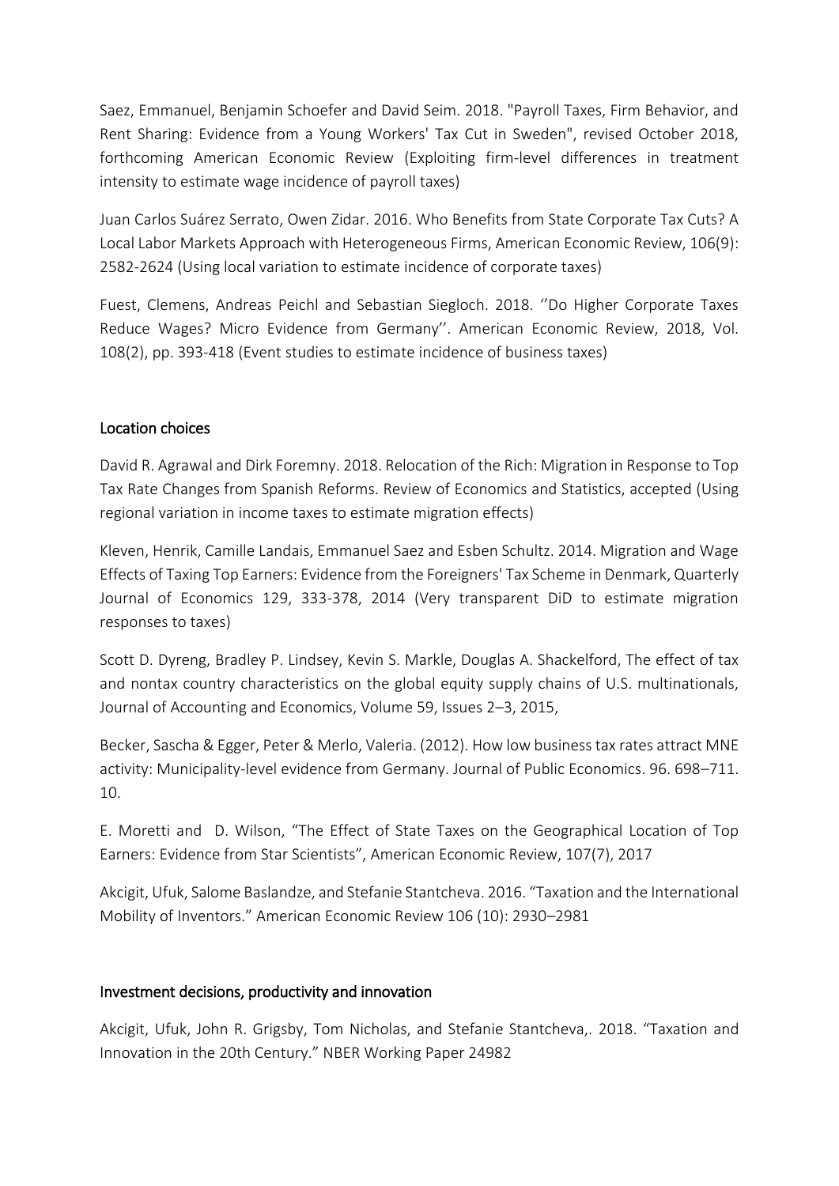Saez, Emmanuel, Benjamin Schoefer and David Seim. 2018. "Payroll Taxes, Firm Behavior, and Rent Sharing: Evidence from a Young Workers' Tax Cut in Sweden", revised October 2018, forthcoming American Economic Review (Exploiting firm-level differences in treatment intensity to estimate wage incidence of payroll taxes)

Juan Carlos Suárez Serrato, Owen Zidar. 2016. Who Benefits from State Corporate Tax Cuts? A Local Labor Markets Approach with Heterogeneous Firms, American Economic Review, 106(9): 2582-2624 (Using local variation to estimate incidence of corporate taxes)

Fuest, Clemens, Andreas Peichl and Sebastian Siegloch. 2018. ''Do Higher Corporate Taxes Reduce Wages? Micro Evidence from Germany''. American Economic Review, 2018, Vol. 108(2), pp. 393-418 (Event studies to estimate incidence of business taxes)

## Location choices

David R. Agrawal and Dirk Foremny. 2018. Relocation of the Rich: Migration in Response to Top Tax Rate Changes from Spanish Reforms. Review of Economics and Statistics, accepted (Using regional variation in income taxes to estimate migration effects)

Kleven, Henrik, Camille Landais, Emmanuel Saez and Esben Schultz. 2014. Migration and Wage Effects of Taxing Top Earners: Evidence from the Foreigners' Tax Scheme in Denmark, Quarterly Journal of Economics 129, 333-378, 2014 (Very transparent DiD to estimate migration responses to taxes)

Scott D. Dyreng, Bradley P. Lindsey, Kevin S. Markle, Douglas A. Shackelford, The effect of tax and nontax country characteristics on the global equity supply chains of U.S. multinationals, Journal of Accounting and Economics, Volume 59, Issues 2–3, 2015,

Becker, Sascha & Egger, Peter & Merlo, Valeria. (2012). How low business tax rates attract MNE activity: Municipality-level evidence from Germany. Journal of Public Economics. 96. 698–711. 10.

E. Moretti and D. Wilson, "The Effect of State Taxes on the Geographical Location of Top Earners: Evidence from Star Scientists", American Economic Review, 107(7), 2017

Akcigit, Ufuk, Salome Baslandze, and Stefanie Stantcheva. 2016. "Taxation and the International Mobility of Inventors." American Economic Review 106 (10): 2930–2981

## Investment decisions, productivity and innovation

Akcigit, Ufuk, John R. Grigsby, Tom Nicholas, and Stefanie Stantcheva,. 2018. "Taxation and Innovation in the 20th Century." NBER Working Paper 24982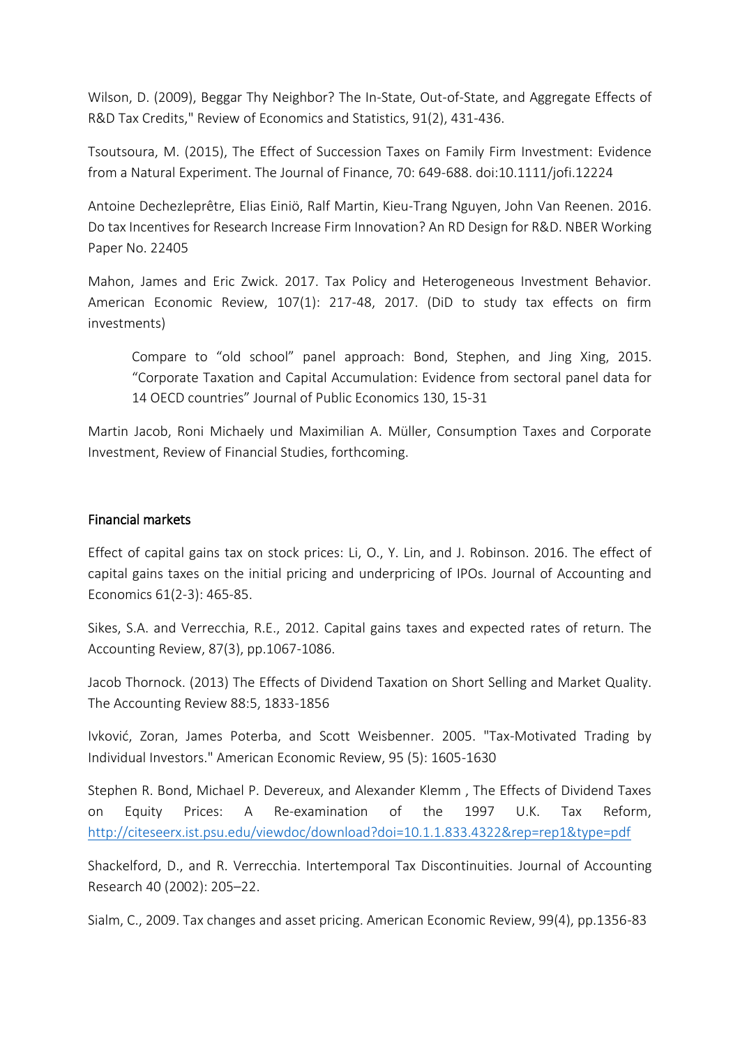Wilson, D. (2009), Beggar Thy Neighbor? The In-State, Out-of-State, and Aggregate Effects of R&D Tax Credits," Review of Economics and Statistics, 91(2), 431-436.

Tsoutsoura, M. (2015), The Effect of Succession Taxes on Family Firm Investment: Evidence from a Natural Experiment. The Journal of Finance, 70: 649-688. doi:10.1111/jofi.12224

Antoine Dechezleprêtre, Elias Einiö, Ralf Martin, Kieu-Trang Nguyen, John Van Reenen. 2016. Do tax Incentives for Research Increase Firm Innovation? An RD Design for R&D. NBER Working Paper No. 22405

Mahon, James and Eric Zwick. 2017. Tax Policy and Heterogeneous Investment Behavior. American Economic Review, 107(1): 217-48, 2017. (DiD to study tax effects on firm investments)

> Compare to "old school" panel approach: Bond, Stephen, and Jing Xing, 2015. "Corporate Taxation and Capital Accumulation: Evidence from sectoral panel data for 14 OECD countries" Journal of Public Economics 130, 15-31

Martin Jacob, Roni Michaely und Maximilian A. Müller, Consumption Taxes and Corporate Investment, Review of Financial Studies, forthcoming.

## Financial markets

Effect of capital gains tax on stock prices: Li, O., Y. Lin, and J. Robinson. 2016. The effect of capital gains taxes on the initial pricing and underpricing of IPOs. Journal of Accounting and Economics 61(2-3): 465-85.

Sikes, S.A. and Verrecchia, R.E., 2012. Capital gains taxes and expected rates of return. The Accounting Review, 87(3), pp.1067-1086.

Jacob Thornock. (2013) The Effects of Dividend Taxation on Short Selling and Market Quality. The Accounting Review 88:5, 1833-1856

Ivković, Zoran, James Poterba, and Scott Weisbenner. 2005. "Tax-Motivated Trading by Individual Investors." American Economic Review, 95 (5): 1605-1630

Stephen R. Bond, Michael P. Devereux, and Alexander Klemm , The Effects of Dividend Taxes on Equity Prices: A Re-examination of the 1997 U.K. Tax Reform, http://citeseerx.ist.psu.edu/viewdoc/download?doi=10.1.1.833.4322&rep=rep1&type=pdf

Shackelford, D., and R. Verrecchia. Intertemporal Tax Discontinuities. Journal of Accounting Research 40 (2002): 205–22.

Sialm, C., 2009. Tax changes and asset pricing. American Economic Review, 99(4), pp.1356-83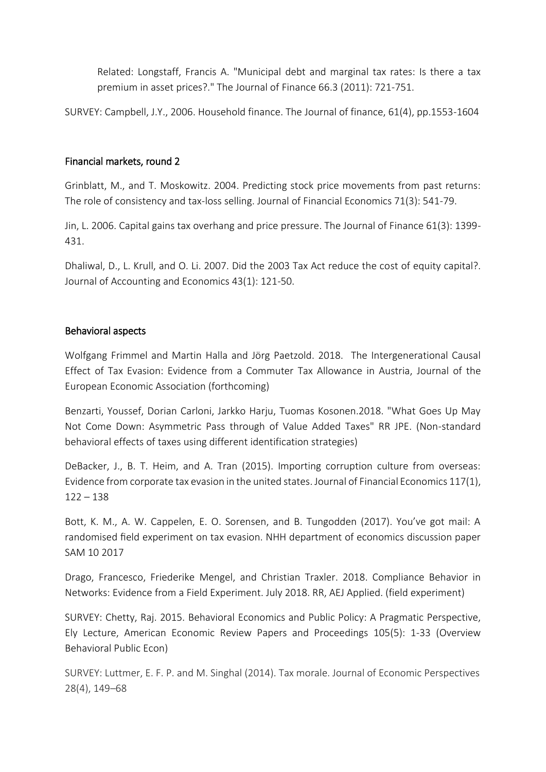Related: Longstaff, Francis A. "Municipal debt and marginal tax rates: Is there a tax premium in asset prices?." The Journal of Finance 66.3 (2011): 721-751.

SURVEY: Campbell, J.Y., 2006. Household finance. The Journal of finance, 61(4), pp.1553-1604

## Financial markets, round 2

Grinblatt, M., and T. Moskowitz. 2004. Predicting stock price movements from past returns: The role of consistency and tax-loss selling. Journal of Financial Economics 71(3): 541-79.

Jin, L. 2006. Capital gains tax overhang and price pressure. The Journal of Finance 61(3): 1399-431.

Dhaliwal, D., L. Krull, and O. Li. 2007. Did the 2003 Tax Act reduce the cost of equity capital?. Journal of Accounting and Economics 43(1): 121-50.

## Behavioral aspects

Wolfgang Frimmel and Martin Halla and Jörg Paetzold. 2018. The Intergenerational Causal Effect of Tax Evasion: Evidence from a Commuter Tax Allowance in Austria, Journal of the European Economic Association (forthcoming)

Benzarti, Youssef, Dorian Carloni, Jarkko Harju, Tuomas Kosonen.2018. "What Goes Up May Not Come Down: Asymmetric Pass through of Value Added Taxes" RR JPE. (Non-standard behavioral effects of taxes using different identification strategies)

DeBacker, J., B. T. Heim, and A. Tran (2015). Importing corruption culture from overseas: Evidence from corporate tax evasion in the united states. Journal of Financial Economics 117(1), 122 – 138

Bott, K. M., A. W. Cappelen, E. O. Sorensen, and B. Tungodden (2017). You've got mail: A randomised field experiment on tax evasion. NHH department of economics discussion paper SAM 10 2017

Drago, Francesco, Friederike Mengel, and Christian Traxler. 2018. Compliance Behavior in Networks: Evidence from a Field Experiment. July 2018. RR, AEJ Applied. (field experiment)

SURVEY: Chetty, Raj. 2015. Behavioral Economics and Public Policy: A Pragmatic Perspective, Ely Lecture, American Economic Review Papers and Proceedings 105(5): 1-33 (Overview Behavioral Public Econ)

SURVEY: Luttmer, E. F. P. and M. Singhal (2014). Tax morale. Journal of Economic Perspectives 28(4), 149–68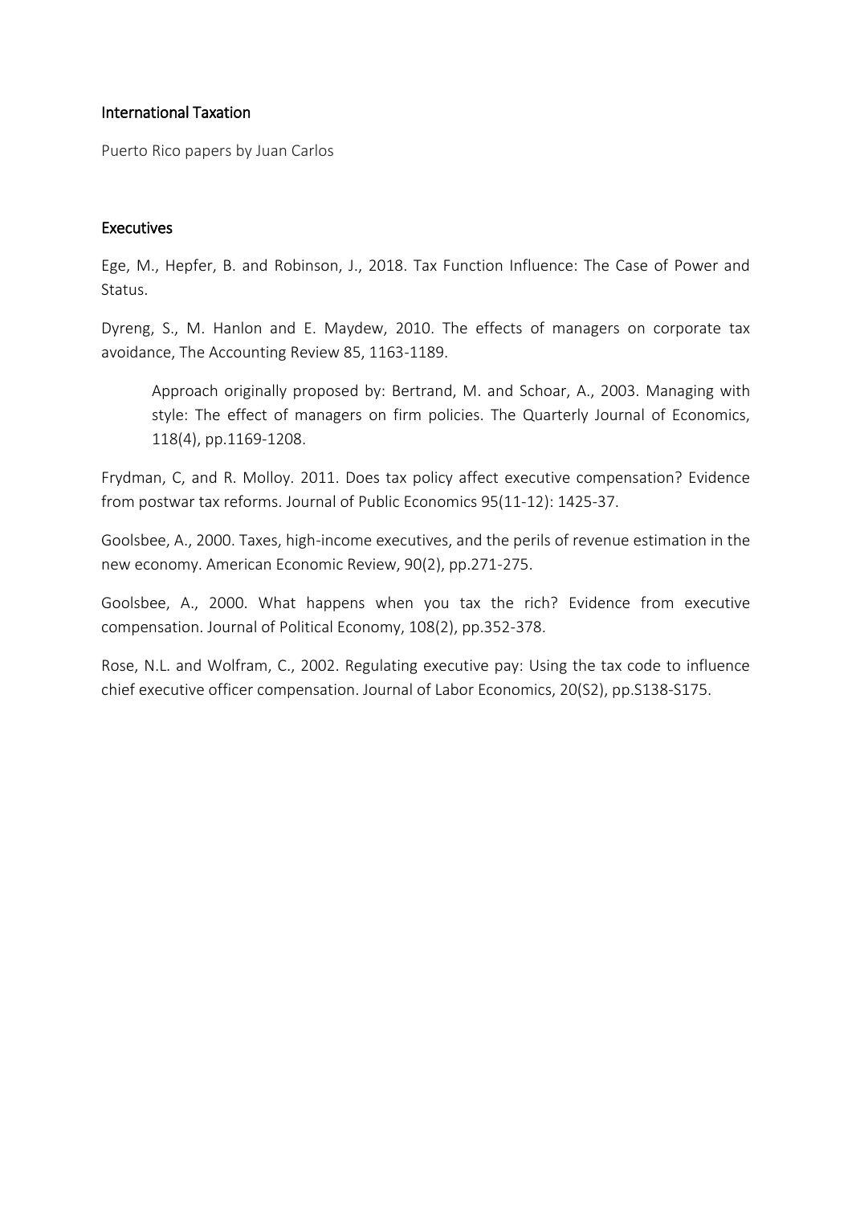## International Taxation

Puerto Rico papers by Juan Carlos

## Executives

Ege, M., Hepfer, B. and Robinson, J., 2018. Tax Function Influence: The Case of Power and Status.

Dyreng, S., M. Hanlon and E. Maydew, 2010. The effects of managers on corporate tax avoidance, The Accounting Review 85, 1163-1189.

> Approach originally proposed by: Bertrand, M. and Schoar, A., 2003. Managing with style: The effect of managers on firm policies. The Quarterly Journal of Economics, 118(4), pp.1169-1208.

Frydman, C, and R. Molloy. 2011. Does tax policy affect executive compensation? Evidence from postwar tax reforms. Journal of Public Economics 95(11-12): 1425-37.

Goolsbee, A., 2000. Taxes, high-income executives, and the perils of revenue estimation in the new economy. American Economic Review, 90(2), pp.271-275.

Goolsbee, A., 2000. What happens when you tax the rich? Evidence from executive compensation. Journal of Political Economy, 108(2), pp.352-378.

Rose, N.L. and Wolfram, C., 2002. Regulating executive pay: Using the tax code to influence chief executive officer compensation. Journal of Labor Economics, 20(S2), pp.S138-S175.